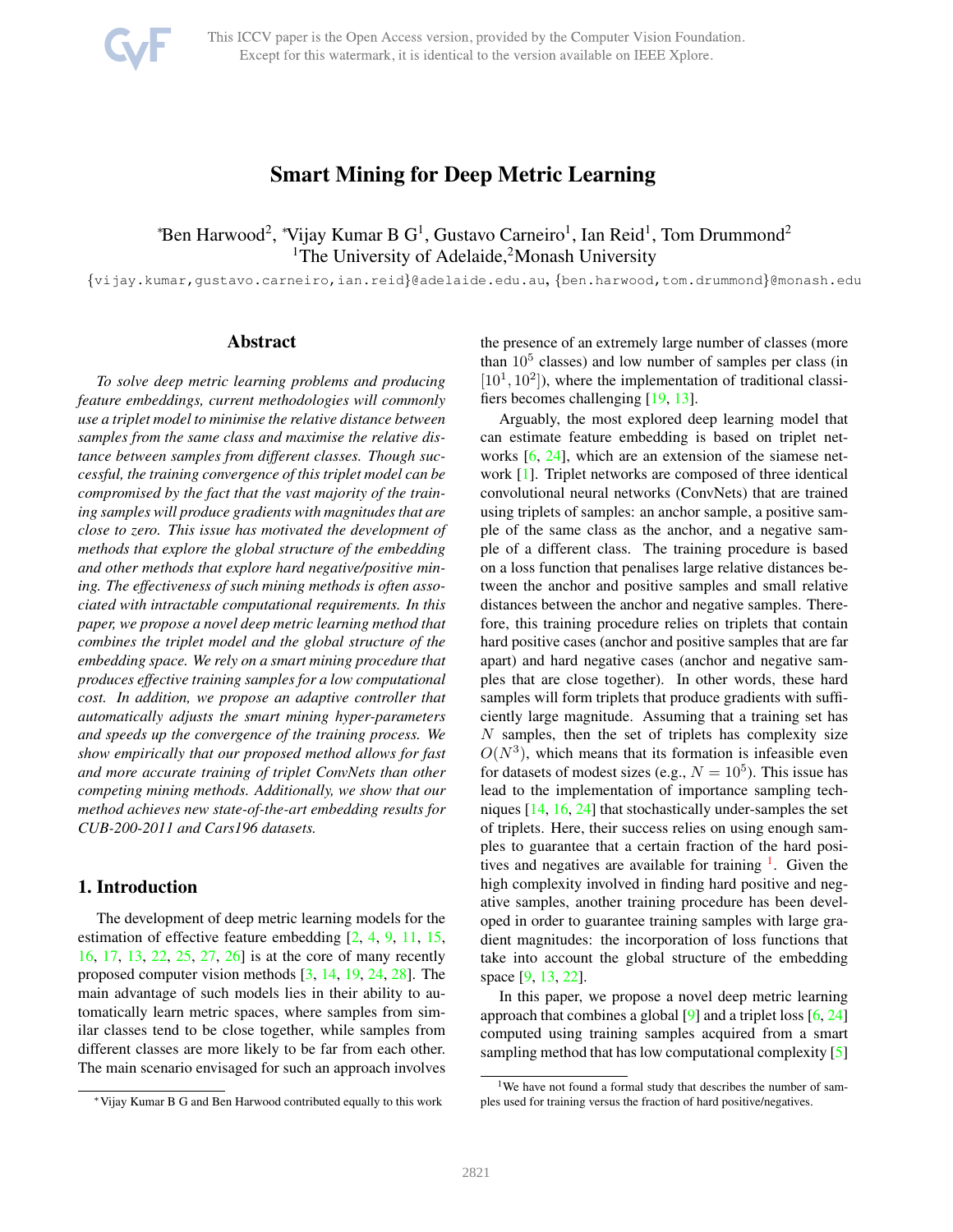# Smart Mining for Deep Metric Learning

*Ben Harwood[2], *Vijay Kumar B G[1], Gustavo Carneiro[1], Ian Reid[1], Tom Drummond[2]
[1]The University of Adelaide,[2]Monash University

{vijay.kumar,gustavo.carneiro,ian.reid}@adelaide.edu.au, {ben.harwood,tom.drummond}@monash.edu

## Abstract

*To solve deep metric learning problems and producing feature embeddings, current methodologies will commonly use a triplet model to minimise the relative distance between samples from the same class and maximise the relative distance between samples from different classes. Though successful, the training convergence of this triplet model can be compromised by the fact that the vast majority of the training samples will produce gradients with magnitudes that are close to zero. This issue has motivated the development of methods that explore the global structure of the embedding and other methods that explore hard negative/positive mining. The effectiveness of such mining methods is often associated with intractable computational requirements. In this paper, we propose a novel deep metric learning method that combines the triplet model and the global structure of the embedding space. We rely on a smart mining procedure that produces effective training samples for a low computational cost. In addition, we propose an adaptive controller that automatically adjusts the smart mining hyper-parameters and speeds up the convergence of the training process. We show empirically that our proposed method allows for fast and more accurate training of triplet ConvNets than other competing mining methods. Additionally, we show that our method achieves new state-of-the-art embedding results for CUB-200-2011 and Cars196 datasets.*

## 1. Introduction

The development of deep metric learning models for the estimation of effective feature embedding [2, 4, 9, 11, 15, 16, 17, 13, 22, 25, 27, 26] is at the core of many recently proposed computer vision methods [3, 14, 19, 24, 28]. The main advantage of such models lies in their ability to automatically learn metric spaces, where samples from similar classes tend to be close together, while samples from different classes are more likely to be far from each other. The main scenario envisaged for such an approach involves the presence of an extremely large number of classes (more than $10^5$ classes) and low number of samples per class (in $[10^1, 10^2]$), where the implementation of traditional classifiers becomes challenging [19, 13].

Arguably, the most explored deep learning model that can estimate feature embedding is based on triplet networks [6, 24], which are an extension of the siamese network [1]. Triplet networks are composed of three identical convolutional neural networks (ConvNets) that are trained using triplets of samples: an anchor sample, a positive sample of the same class as the anchor, and a negative sample of a different class. The training procedure is based on a loss function that penalises large relative distances between the anchor and positive samples and small relative distances between the anchor and negative samples. Therefore, this training procedure relies on triplets that contain hard positive cases (anchor and positive samples that are far apart) and hard negative cases (anchor and negative samples that are close together). In other words, these hard samples will form triplets that produce gradients with sufficiently large magnitude. Assuming that a training set has $N$ samples, then the set of triplets has complexity size $O(N^3)$, which means that its formation is infeasible even for datasets of modest sizes (e.g., $N = 10^5$). This issue has lead to the implementation of importance sampling techniques [14, 16, 24] that stochastically under-samples the set of triplets. Here, their success relies on using enough samples to guarantee that a certain fraction of the hard positives and negatives are available for training [1]. Given the high complexity involved in finding hard positive and negative samples, another training procedure has been developed in order to guarantee training samples with large gradient magnitudes: the incorporation of loss functions that take into account the global structure of the embedding space [9, 13, 22].

In this paper, we propose a novel deep metric learning approach that combines a global [9] and a triplet loss [6, 24] computed using training samples acquired from a smart sampling method that has low computational complexity [5]

*Vijay Kumar B G and Ben Harwood contributed equally to this work

[1]We have not found a formal study that describes the number of samples used for training versus the fraction of hard positive/negatives.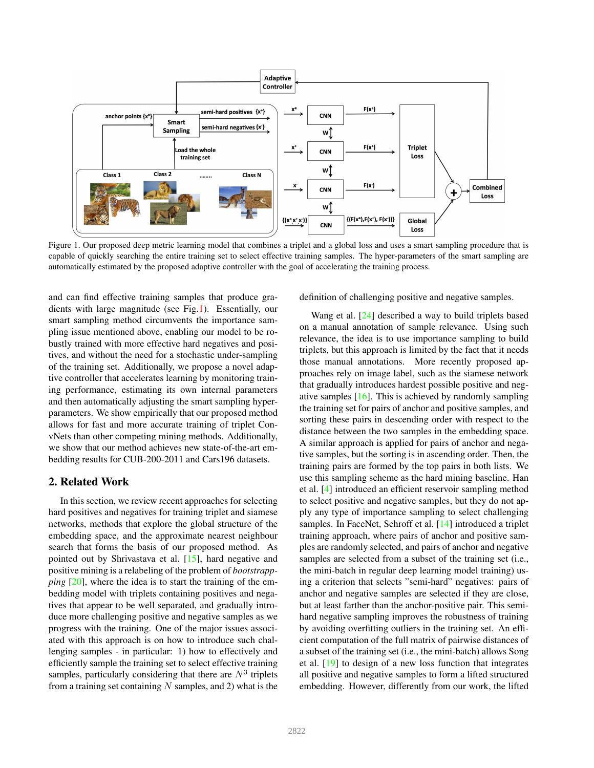Figure 1. Our proposed deep metric learning model that combines a triplet and a global loss and uses a smart sampling procedure that is capable of quickly searching the entire training set to select effective training samples. The hyper-parameters of the smart sampling are automatically estimated by the proposed adaptive controller with the goal of accelerating the training process.

and can find effective training samples that produce gradients with large magnitude (see Fig.1). Essentially, our smart sampling method circumvents the importance sampling issue mentioned above, enabling our model to be robustly trained with more effective hard negatives and positives, and without the need for a stochastic under-sampling of the training set. Additionally, we propose a novel adaptive controller that accelerates learning by monitoring training performance, estimating its own internal parameters and then automatically adjusting the smart sampling hyperparameters. We show empirically that our proposed method allows for fast and more accurate training of triplet ConvNets than other competing mining methods. Additionally, we show that our method achieves new state-of-the-art embedding results for CUB-200-2011 and Cars196 datasets.

## 2. Related Work

In this section, we review recent approaches for selecting hard positives and negatives for training triplet and siamese networks, methods that explore the global structure of the embedding space, and the approximate nearest neighbour search that forms the basis of our proposed method. As pointed out by Shrivastava et al. [15], hard negative and positive mining is a relabeling of the problem of *bootstrapping* [20], where the idea is to start the training of the embedding model with triplets containing positives and negatives that appear to be well separated, and gradually introduce more challenging positive and negative samples as we progress with the training. One of the major issues associated with this approach is on how to introduce such challenging samples - in particular: 1) how to effectively and efficiently sample the training set to select effective training samples, particularly considering that there are $N^3$ triplets from a training set containing $N$ samples, and 2) what is the definition of challenging positive and negative samples.

Wang et al. [24] described a way to build triplets based on a manual annotation of sample relevance. Using such relevance, the idea is to use importance sampling to build triplets, but this approach is limited by the fact that it needs those manual annotations. More recently proposed approaches rely on image label, such as the siamese network that gradually introduces hardest possible positive and negative samples [16]. This is achieved by randomly sampling the training set for pairs of anchor and positive samples, and sorting these pairs in descending order with respect to the distance between the two samples in the embedding space. A similar approach is applied for pairs of anchor and negative samples, but the sorting is in ascending order. Then, the training pairs are formed by the top pairs in both lists. We use this sampling scheme as the hard mining baseline. Han et al. [4] introduced an efficient reservoir sampling method to select positive and negative samples, but they do not apply any type of importance sampling to select challenging samples. In FaceNet, Schroff et al. [14] introduced a triplet training approach, where pairs of anchor and positive samples are randomly selected, and pairs of anchor and negative samples are selected from a subset of the training set (i.e., the mini-batch in regular deep learning model training) using a criterion that selects "semi-hard" negatives: pairs of anchor and negative samples are selected if they are close, but at least farther than the anchor-positive pair. This semi-hard negative sampling improves the robustness of training by avoiding overfitting outliers in the training set. An efficient computation of the full matrix of pairwise distances of a subset of the training set (i.e., the mini-batch) allows Song et al. [19] to design of a new loss function that integrates all positive and negative samples to form a lifted structured embedding. However, differently from our work, the lifted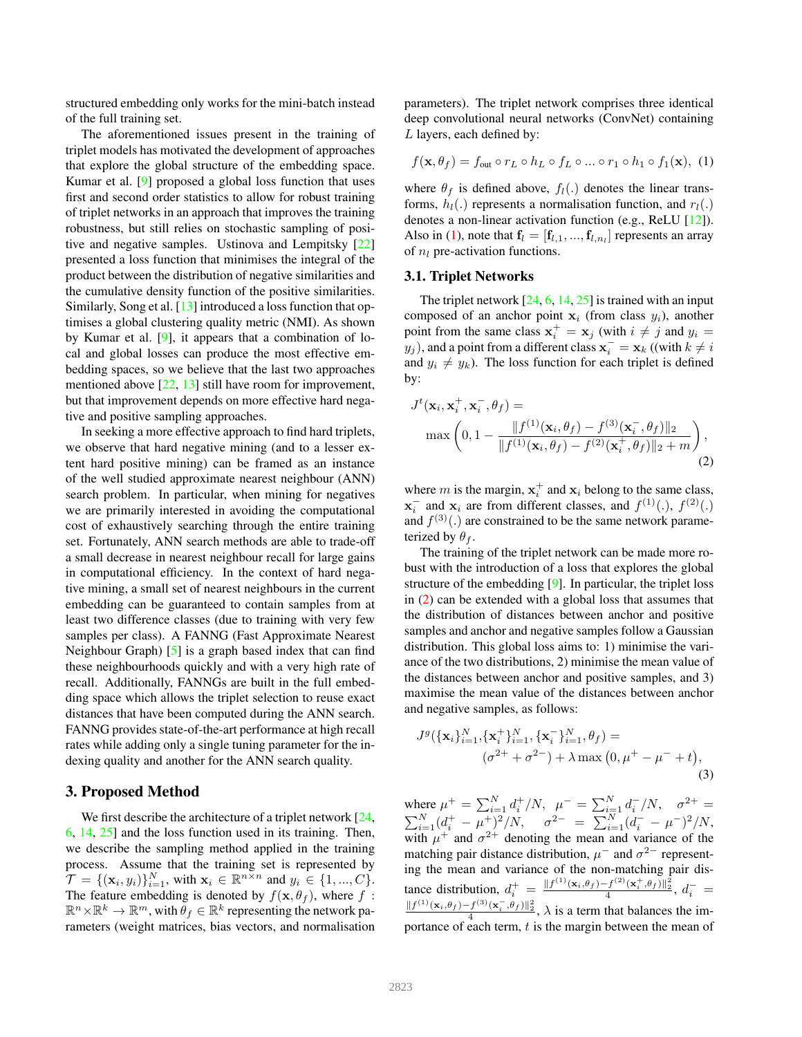structured embedding only works for the mini-batch instead of the full training set.

The aforementioned issues present in the training of triplet models has motivated the development of approaches that explore the global structure of the embedding space. Kumar et al. [9] proposed a global loss function that uses first and second order statistics to allow for robust training of triplet networks in an approach that improves the training robustness, but still relies on stochastic sampling of positive and negative samples. Ustinova and Lempitsky [22] presented a loss function that minimises the integral of the product between the distribution of negative similarities and the cumulative density function of the positive similarities. Similarly, Song et al. [13] introduced a loss function that optimises a global clustering quality metric (NMI). As shown by Kumar et al. [9], it appears that a combination of local and global losses can produce the most effective embedding spaces, so we believe that the last two approaches mentioned above [22, 13] still have room for improvement, but that improvement depends on more effective hard negative and positive sampling approaches.

In seeking a more effective approach to find hard triplets, we observe that hard negative mining (and to a lesser extent hard positive mining) can be framed as an instance of the well studied approximate nearest neighbour (ANN) search problem. In particular, when mining for negatives we are primarily interested in avoiding the computational cost of exhaustively searching through the entire training set. Fortunately, ANN search methods are able to trade-off a small decrease in nearest neighbour recall for large gains in computational efficiency. In the context of hard negative mining, a small set of nearest neighbours in the current embedding can be guaranteed to contain samples from at least two difference classes (due to training with very few samples per class). A FANNG (Fast Approximate Nearest Neighbour Graph) [5] is a graph based index that can find these neighbourhoods quickly and with a very high rate of recall. Additionally, FANNGs are built in the full embedding space which allows the triplet selection to reuse exact distances that have been computed during the ANN search. FANNG provides state-of-the-art performance at high recall rates while adding only a single tuning parameter for the indexing quality and another for the ANN search quality.

## 3. Proposed Method

We first describe the architecture of a triplet network [24, 6, 14, 25] and the loss function used in its training. Then, we describe the sampling method applied in the training process. Assume that the training set is represented by $\mathcal{T} = \{(\mathbf{x}_i, y_i)\}_{i=1}^{N}$, with $\mathbf{x}_i \in \mathbb{R}^{n \times n}$ and $y_i \in \{1, ..., C\}$. The feature embedding is denoted by $f(\mathbf{x}, \theta_f)$, where $f : \mathbb{R}^n \times \mathbb{R}^k \rightarrow \mathbb{R}^m$, with $\theta_f \in \mathbb{R}^k$ representing the network parameters (weight matrices, bias vectors, and normalisation parameters). The triplet network comprises three identical deep convolutional neural networks (ConvNet) containing $L$ layers, each defined by:

$$f(\mathbf{x}, \theta_f) = f_{\text{out}} \circ r_L \circ h_L \circ f_L \circ ... \circ r_1 \circ h_1 \circ f_1(\mathbf{x}), \quad (1)$$

where $\theta_f$ is defined above, $f_l(.)$ denotes the linear transforms, $h_l(.)$ represents a normalisation function, and $r_l(.)$ denotes a non-linear activation function (e.g., ReLU [12]). Also in (1), note that $\mathbf{f}_l = [\mathbf{f}_{l,1}, ..., \mathbf{f}_{l,n_l}]$ represents an array of $n_l$ pre-activation functions.

### 3.1. Triplet Networks

The triplet network [24, 6, 14, 25] is trained with an input composed of an anchor point $\mathbf{x}_i$ (from class $y_i$), another point from the same class $\mathbf{x}_i^+ = \mathbf{x}_j$ (with $i \neq j$ and $y_i = y_j$), and a point from a different class $\mathbf{x}_i^- = \mathbf{x}_k$ ((with $k \neq i$ and $y_i \neq y_k$). The loss function for each triplet is defined by:

$$J^t(\mathbf{x}_i, \mathbf{x}_i^+, \mathbf{x}_i^-, \theta_f) = \max\left(0, 1 - \frac{\|f^{(1)}(\mathbf{x}_i, \theta_f) - f^{(3)}(\mathbf{x}_i^-, \theta_f)\|_2}{\|f^{(1)}(\mathbf{x}_i, \theta_f) - f^{(2)}(\mathbf{x}_i^+, \theta_f)\|_2 + m}\right), \quad (2)$$

where $m$ is the margin, $\mathbf{x}_i^+$ and $\mathbf{x}_i$ belong to the same class, $\mathbf{x}_i^-$ and $\mathbf{x}_i$ are from different classes, and $f^{(1)}(.)$, $f^{(2)}(.)$ and $f^{(3)}(.)$ are constrained to be the same network parameterized by $\theta_f$.

The training of the triplet network can be made more robust with the introduction of a loss that explores the global structure of the embedding [9]. In particular, the triplet loss in (2) can be extended with a global loss that assumes that the distribution of distances between anchor and positive samples and anchor and negative samples follow a Gaussian distribution. This global loss aims to: 1) minimise the variance of the two distributions, 2) minimise the mean value of the distances between anchor and positive samples, and 3) maximise the mean value of the distances between anchor and negative samples, as follows:

$$J^g(\{\mathbf{x}_i\}_{i=1}^N, \{\mathbf{x}_i^+\}_{i=1}^N, \{\mathbf{x}_i^-\}_{i=1}^N, \theta_f) = (\sigma^{2+} + \sigma^{2-}) + \lambda \max\left(0, \mu^+ - \mu^- + t\right), \quad (3)$$

where $\mu^+ = \sum_{i=1}^N d_i^+/N$, $\mu^- = \sum_{i=1}^N d_i^-/N$, $\sigma^{2+} = \sum_{i=1}^N (d_i^+ - \mu^+)^2/N$, $\sigma^{2-} = \sum_{i=1}^N (d_i^- - \mu^-)^2/N$, with $\mu^+$ and $\sigma^{2+}$ denoting the mean and variance of the matching pair distance distribution, $\mu^-$ and $\sigma^{2-}$ representing the mean and variance of the non-matching pair distance distribution, $d_i^+ = \frac{\|f^{(1)}(\mathbf{x}_i, \theta_f) - f^{(2)}(\mathbf{x}_i^+, \theta_f)\|_2^2}{4}$, $d_i^- = \frac{\|f^{(1)}(\mathbf{x}_i, \theta_f) - f^{(3)}(\mathbf{x}_i^-, \theta_f)\|_2^2}{4}$, $\lambda$ is a term that balances the importance of each term, $t$ is the margin between the mean of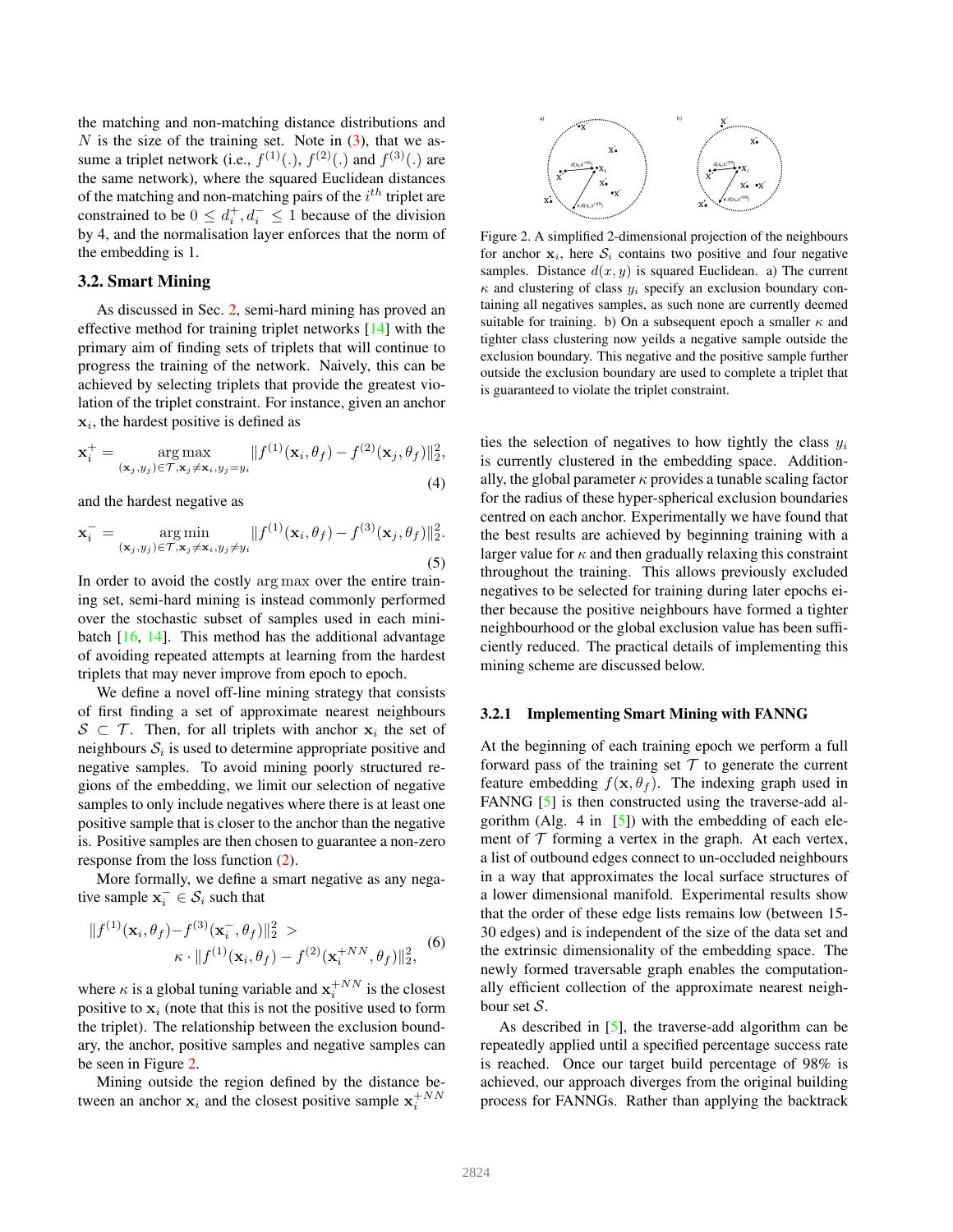the matching and non-matching distance distributions and $N$ is the size of the training set. Note in (3), that we assume a triplet network (i.e., $f^{(1)}(.)$, $f^{(2)}(.)$ and $f^{(3)}(.)$ are the same network), where the squared Euclidean distances of the matching and non-matching pairs of the $i^{th}$ triplet are constrained to be $0 \leq d_i^+, d_i^- \leq 1$ because of the division by 4, and the normalisation layer enforces that the norm of the embedding is 1.

### 3.2. Smart Mining

As discussed in Sec. 2, semi-hard mining has proved an effective method for training triplet networks [14] with the primary aim of finding sets of triplets that will continue to progress the training of the network. Naively, this can be achieved by selecting triplets that provide the greatest violation of the triplet constraint. For instance, given an anchor $\mathbf{x}_i$, the hardest positive is defined as

$$\mathbf{x}_i^+ = \underset{(\mathbf{x}_j, y_j) \in \mathcal{T}, \mathbf{x}_j \neq \mathbf{x}_i, y_j = y_i}{\arg\max} \|f^{(1)}(\mathbf{x}_i, \theta_f) - f^{(2)}(\mathbf{x}_j, \theta_f)\|_2^2, \tag{4}$$

and the hardest negative as

$$\mathbf{x}_i^- = \underset{(\mathbf{x}_j, y_j) \in \mathcal{T}, \mathbf{x}_j \neq \mathbf{x}_i, y_j \neq y_i}{\arg\min} \|f^{(1)}(\mathbf{x}_i, \theta_f) - f^{(3)}(\mathbf{x}_j, \theta_f)\|_2^2. \tag{5}$$

In order to avoid the costly $\arg\max$ over the entire training set, semi-hard mining is instead commonly performed over the stochastic subset of samples used in each mini-batch [16, 14]. This method has the additional advantage of avoiding repeated attempts at learning from the hardest triplets that may never improve from epoch to epoch.

We define a novel off-line mining strategy that consists of first finding a set of approximate nearest neighbours $\mathcal{S} \subset \mathcal{T}$. Then, for all triplets with anchor $\mathbf{x}_i$ the set of neighbours $\mathcal{S}_i$ is used to determine appropriate positive and negative samples. To avoid mining poorly structured regions of the embedding, we limit our selection of negative samples to only include negatives where there is at least one positive sample that is closer to the anchor than the negative is. Positive samples are then chosen to guarantee a non-zero response from the loss function (2).

More formally, we define a smart negative as any negative sample $\mathbf{x}_i^- \in \mathcal{S}_i$ such that

$$\|f^{(1)}(\mathbf{x}_i, \theta_f) - f^{(3)}(\mathbf{x}_i^-, \theta_f)\|_2^2 > \kappa \cdot \|f^{(1)}(\mathbf{x}_i, \theta_f) - f^{(2)}(\mathbf{x}_i^{+NN}, \theta_f)\|_2^2, \tag{6}$$

where $\kappa$ is a global tuning variable and $\mathbf{x}_i^{+NN}$ is the closest positive to $\mathbf{x}_i$ (note that this is not the positive used to form the triplet). The relationship between the exclusion boundary, the anchor, positive samples and negative samples can be seen in Figure 2.

Mining outside the region defined by the distance between an anchor $\mathbf{x}_i$ and the closest positive sample $\mathbf{x}_i^{+NN}$ ties the selection of negatives to how tightly the class $y_i$ is currently clustered in the embedding space. Additionally, the global parameter $\kappa$ provides a tunable scaling factor for the radius of these hyper-spherical exclusion boundaries centred on each anchor. Experimentally we have found that the best results are achieved by beginning training with a larger value for $\kappa$ and then gradually relaxing this constraint throughout the training. This allows previously excluded negatives to be selected for training during later epochs either because the positive neighbours have formed a tighter neighbourhood or the global exclusion value has been sufficiently reduced. The practical details of implementing this mining scheme are discussed below.

Figure 2. A simplified 2-dimensional projection of the neighbours for anchor $\mathbf{x}_i$, here $\mathcal{S}_i$ contains two positive and four negative samples. Distance $d(x, y)$ is squared Euclidean. a) The current $\kappa$ and clustering of class $y_i$ specify an exclusion boundary containing all negatives samples, as such none are currently deemed suitable for training. b) On a subsequent epoch a smaller $\kappa$ and tighter class clustering now yeilds a negative sample outside the exclusion boundary. This negative and the positive sample further outside the exclusion boundary are used to complete a triplet that is guaranteed to violate the triplet constraint.

#### 3.2.1 Implementing Smart Mining with FANNG

At the beginning of each training epoch we perform a full forward pass of the training set $\mathcal{T}$ to generate the current feature embedding $f(\mathbf{x}, \theta_f)$. The indexing graph used in FANNG [5] is then constructed using the traverse-add algorithm (Alg. 4 in [5]) with the embedding of each element of $\mathcal{T}$ forming a vertex in the graph. At each vertex, a list of outbound edges connect to un-occluded neighbours in a way that approximates the local surface structures of a lower dimensional manifold. Experimental results show that the order of these edge lists remains low (between 15-30 edges) and is independent of the size of the data set and the extrinsic dimensionality of the embedding space. The newly formed traversable graph enables the computationally efficient collection of the approximate nearest neighbour set $\mathcal{S}$.

As described in [5], the traverse-add algorithm can be repeatedly applied until a specified percentage success rate is reached. Once our target build percentage of 98% is achieved, our approach diverges from the original building process for FANNGs. Rather than applying the backtrack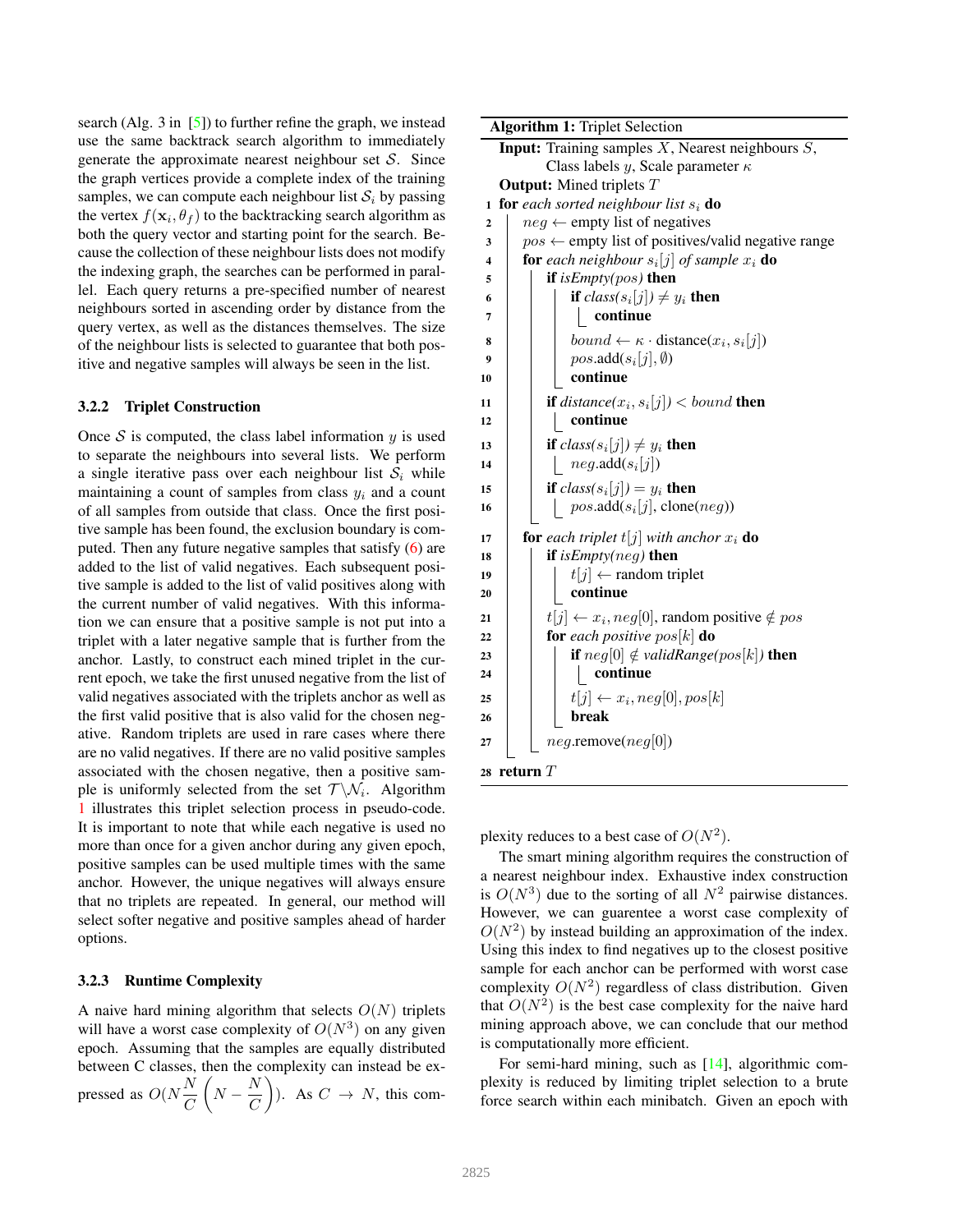search (Alg. 3 in [5]) to further refine the graph, we instead use the same backtrack search algorithm to immediately generate the approximate nearest neighbour set $\mathcal{S}$. Since the graph vertices provide a complete index of the training samples, we can compute each neighbour list $\mathcal{S}_i$ by passing the vertex $f(\mathbf{x}_i, \theta_f)$ to the backtracking search algorithm as both the query vector and starting point for the search. Because the collection of these neighbour lists does not modify the indexing graph, the searches can be performed in parallel. Each query returns a pre-specified number of nearest neighbours sorted in ascending order by distance from the query vertex, as well as the distances themselves. The size of the neighbour lists is selected to guarantee that both positive and negative samples will always be seen in the list.

#### 3.2.2 Triplet Construction

Once $\mathcal{S}$ is computed, the class label information $y$ is used to separate the neighbours into several lists. We perform a single iterative pass over each neighbour list $\mathcal{S}_i$ while maintaining a count of samples from class $y_i$ and a count of all samples from outside that class. Once the first positive sample has been found, the exclusion boundary is computed. Then any future negative samples that satisfy (6) are added to the list of valid negatives. Each subsequent positive sample is added to the list of valid positives along with the current number of valid negatives. With this information we can ensure that a positive sample is not put into a triplet with a later negative sample that is further from the anchor. Lastly, to construct each mined triplet in the current epoch, we take the first unused negative from the list of valid negatives associated with the triplets anchor as well as the first valid positive that is also valid for the chosen negative. Random triplets are used in rare cases where there are no valid negatives. If there are no valid positive samples associated with the chosen negative, then a positive sample is uniformly selected from the set $\mathcal{T} \setminus \mathcal{N}_i$. Algorithm 1 illustrates this triplet selection process in pseudo-code. It is important to note that while each negative is used no more than once for a given anchor during any given epoch, positive samples can be used multiple times with the same anchor. However, the unique negatives will always ensure that no triplets are repeated. In general, our method will select softer negative and positive samples ahead of harder options.

**Algorithm 1:** Triplet Selection

```
Input: Training samples X, Nearest neighbours S,
       Class labels y, Scale parameter κ
Output: Mined triplets T
 1 for each sorted neighbour list s_i do
 2   neg ← empty list of negatives
 3   pos ← empty list of positives/valid negative range
 4   for each neighbour s_i[j] of sample x_i do
 5     if isEmpty(pos) then
 6       if class(s_i[j]) ≠ y_i then
 7         continue
 8       bound ← κ · distance(x_i, s_i[j])
 9       pos.add(s_i[j], ∅)
10       continue
11     if distance(x_i, s_i[j]) < bound then
12       continue
13     if class(s_i[j]) ≠ y_i then
14       neg.add(s_i[j])
15     if class(s_i[j]) = y_i then
16       pos.add(s_i[j], clone(neg))
17   for each triplet t[j] with anchor x_i do
18     if isEmpty(neg) then
19       t[j] ← random triplet
20       continue
21     t[j] ← x_i, neg[0], random positive ∉ pos
22     for each positive pos[k] do
23       if neg[0] ∉ validRange(pos[k]) then
24         continue
25       t[j] ← x_i, neg[0], pos[k]
26       break
27     neg.remove(neg[0])
28 return T
```

#### 3.2.3 Runtime Complexity

A naive hard mining algorithm that selects $O(N)$ triplets will have a worst case complexity of $O(N^3)$ on any given epoch. Assuming that the samples are equally distributed between C classes, then the complexity can instead be expressed as $O(N\frac{N}{C}\left(N - \frac{N}{C}\right))$. As $C \rightarrow N$, this complexity reduces to a best case of $O(N^2)$.

The smart mining algorithm requires the construction of a nearest neighbour index. Exhaustive index construction is $O(N^3)$ due to the sorting of all $N^2$ pairwise distances. However, we can guarentee a worst case complexity of $O(N^2)$ by instead building an approximation of the index. Using this index to find negatives up to the closest positive sample for each anchor can be performed with worst case complexity $O(N^2)$ regardless of class distribution. Given that $O(N^2)$ is the best case complexity for the naive hard mining approach above, we can conclude that our method is computationally more efficient.

For semi-hard mining, such as [14], algorithmic complexity is reduced by limiting triplet selection to a brute force search within each minibatch. Given an epoch with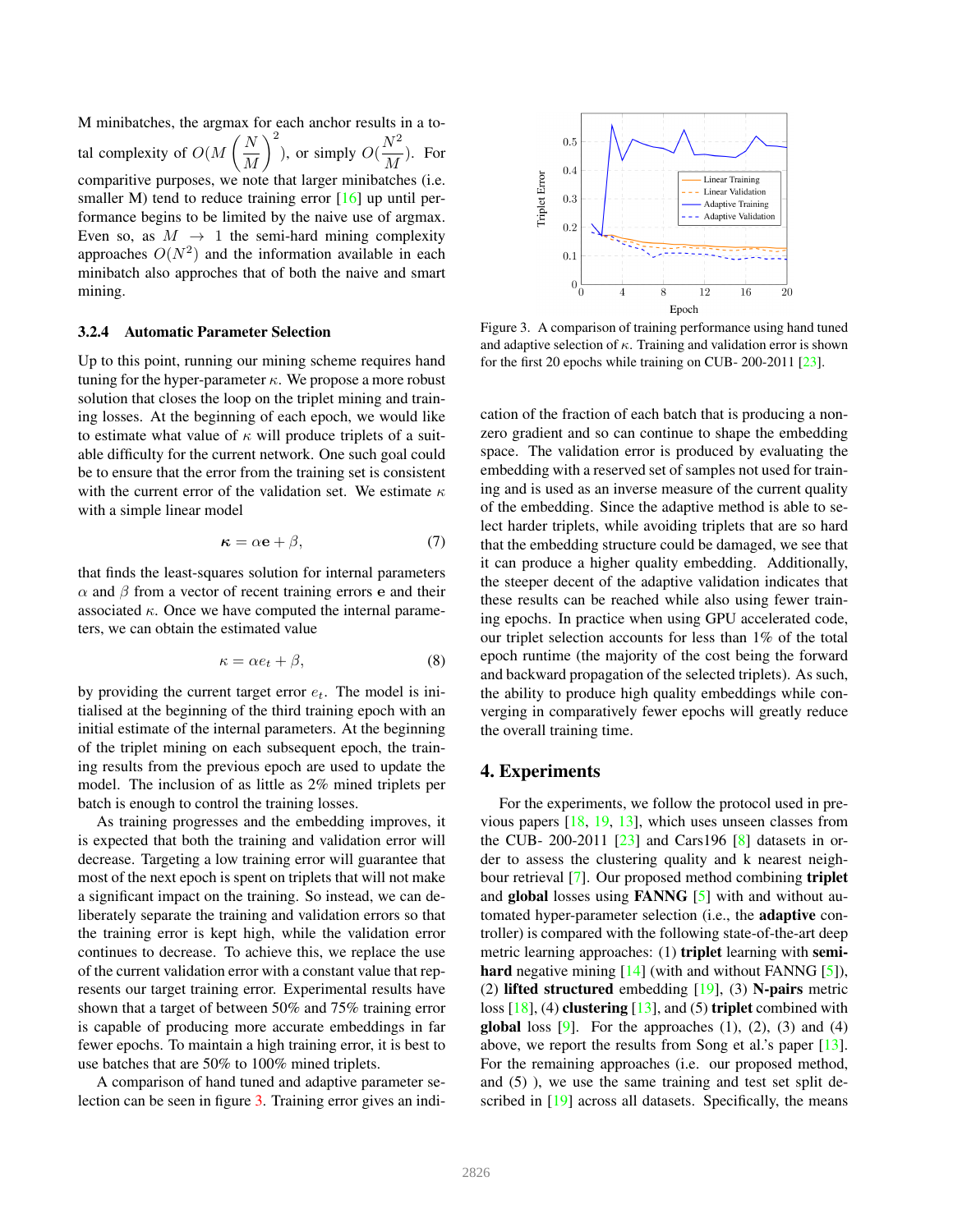M minibatches, the argmax for each anchor results in a total complexity of $O(M\left(\frac{N}{M}\right)^2)$, or simply $O(\frac{N^2}{M})$. For comparitive purposes, we note that larger minibatches (i.e. smaller M) tend to reduce training error [16] up until performance begins to be limited by the naive use of argmax. Even so, as $M \rightarrow 1$ the semi-hard mining complexity approaches $O(N^2)$ and the information available in each minibatch also approaches that of both the naive and smart mining.

#### 3.2.4 Automatic Parameter Selection

Up to this point, running our mining scheme requires hand tuning for the hyper-parameter $\kappa$. We propose a more robust solution that closes the loop on the triplet mining and training losses. At the beginning of each epoch, we would like to estimate what value of $\kappa$ will produce triplets of a suitable difficulty for the current network. One such goal could be to ensure that the error from the training set is consistent with the current error of the validation set. We estimate $\kappa$ with a simple linear model

$$\boldsymbol{\kappa} = \alpha \mathbf{e} + \beta, \tag{7}$$

that finds the least-squares solution for internal parameters $\alpha$ and $\beta$ from a vector of recent training errors $\mathbf{e}$ and their associated $\kappa$. Once we have computed the internal parameters, we can obtain the estimated value

$$\kappa = \alpha e_t + \beta, \tag{8}$$

by providing the current target error $e_t$. The model is initialised at the beginning of the third training epoch with an initial estimate of the internal parameters. At the beginning of the triplet mining on each subsequent epoch, the training results from the previous epoch are used to update the model. The inclusion of as little as 2% mined triplets per batch is enough to control the training losses.

As training progresses and the embedding improves, it is expected that both the training and validation error will decrease. Targeting a low training error will guarantee that most of the next epoch is spent on triplets that will not make a significant impact on the training. So instead, we can deliberately separate the training and validation errors so that the training error is kept high, while the validation error continues to decrease. To achieve this, we replace the use of the current validation error with a constant value that represents our target training error. Experimental results have shown that a target of between 50% and 75% training error is capable of producing more accurate embeddings in far fewer epochs. To maintain a high training error, it is best to use batches that are 50% to 100% mined triplets.

A comparison of hand tuned and adaptive parameter selection can be seen in figure 3. Training error gives an indication of the fraction of each batch that is producing a non-zero gradient and so can continue to shape the embedding space. The validation error is produced by evaluating the embedding with a reserved set of samples not used for training and is used as an inverse measure of the current quality of the embedding. Since the adaptive method is able to select harder triplets, while avoiding triplets that are so hard that the embedding structure could be damaged, we see that it can produce a higher quality embedding. Additionally, the steeper decent of the adaptive validation indicates that these results can be reached while also using fewer training epochs. In practice when using GPU accelerated code, our triplet selection accounts for less than 1% of the total epoch runtime (the majority of the cost being the forward and backward propagation of the selected triplets). As such, the ability to produce high quality embeddings while converging in comparatively fewer epochs will greatly reduce the overall training time.

Figure 3. A comparison of training performance using hand tuned and adaptive selection of $\kappa$. Training and validation error is shown for the first 20 epochs while training on CUB- 200-2011 [23].

## 4. Experiments

For the experiments, we follow the protocol used in previous papers [18, 19, 13], which uses unseen classes from the CUB- 200-2011 [23] and Cars196 [8] datasets in order to assess the clustering quality and k nearest neighbour retrieval [7]. Our proposed method combining **triplet** and **global** losses using **FANNG** [5] with and without automated hyper-parameter selection (i.e., the **adaptive** controller) is compared with the following state-of-the-art deep metric learning approaches: (1) **triplet** learning with **semi-hard** negative mining [14] (with and without FANNG [5]), (2) **lifted structured** embedding [19], (3) **N-pairs** metric loss [18], (4) **clustering** [13], and (5) **triplet** combined with **global** loss [9]. For the approaches (1), (2), (3) and (4) above, we report the results from Song et al.'s paper [13]. For the remaining approaches (i.e. our proposed method, and (5) ), we use the same training and test set split described in [19] across all datasets. Specifically, the means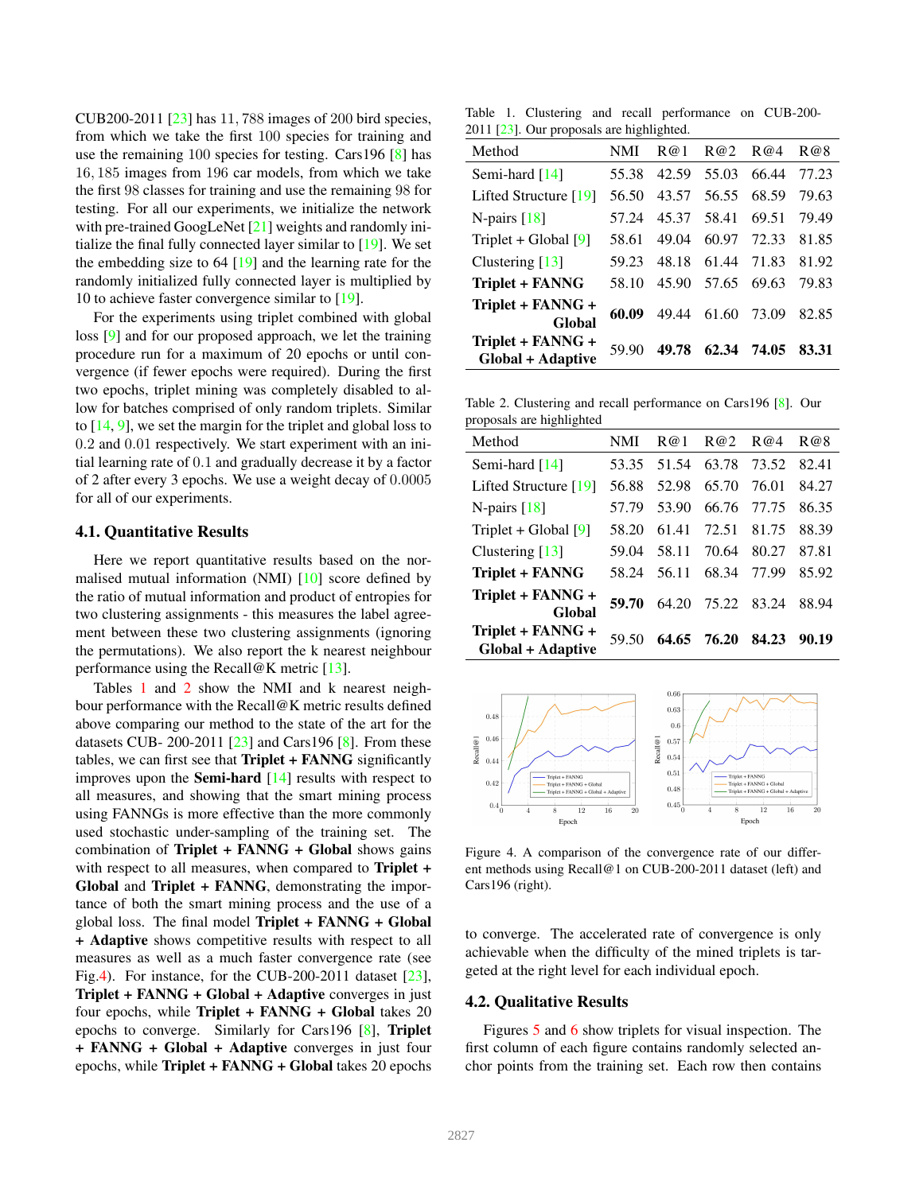CUB200-2011 [23] has 11,788 images of 200 bird species, from which we take the first 100 species for training and use the remaining 100 species for testing. Cars196 [8] has 16,185 images from 196 car models, from which we take the first 98 classes for training and use the remaining 98 for testing. For all our experiments, we initialize the network with pre-trained GoogLeNet [21] weights and randomly initialize the final fully connected layer similar to [19]. We set the embedding size to 64 [19] and the learning rate for the randomly initialized fully connected layer is multiplied by 10 to achieve faster convergence similar to [19].

For the experiments using triplet combined with global loss [9] and for our proposed approach, we let the training procedure run for a maximum of 20 epochs or until convergence (if fewer epochs were required). During the first two epochs, triplet mining was completely disabled to allow for batches comprised of only random triplets. Similar to [14, 9], we set the margin for the triplet and global loss to 0.2 and 0.01 respectively. We start experiment with an initial learning rate of 0.1 and gradually decrease it by a factor of 2 after every 3 epochs. We use a weight decay of 0.0005 for all of our experiments.

### 4.1. Quantitative Results

Here we report quantitative results based on the normalised mutual information (NMI) [10] score defined by the ratio of mutual information and product of entropies for two clustering assignments - this measures the label agreement between these two clustering assignments (ignoring the permutations). We also report the k nearest neighbour performance using the Recall@K metric [13].

Tables 1 and 2 show the NMI and k nearest neighbour performance with the Recall@K metric results defined above comparing our method to the state of the art for the datasets CUB- 200-2011 [23] and Cars196 [8]. From these tables, we can first see that **Triplet + FANNG** significantly improves upon the **Semi-hard** [14] results with respect to all measures, and showing that the smart mining process using FANNGs is more effective than the more commonly used stochastic under-sampling of the training set. The combination of **Triplet + FANNG + Global** shows gains with respect to all measures, when compared to **Triplet + Global** and **Triplet + FANNG**, demonstrating the importance of both the smart mining process and the use of a global loss. The final model **Triplet + FANNG + Global + Adaptive** shows competitive results with respect to all measures as well as a much faster convergence rate (see Fig.4). For instance, for the CUB-200-2011 dataset [23], **Triplet + FANNG + Global + Adaptive** converges in just four epochs, while **Triplet + FANNG + Global** takes 20 epochs to converge. Similarly for Cars196 [8], **Triplet + FANNG + Global + Adaptive** converges in just four epochs, while **Triplet + FANNG + Global** takes 20 epochs to converge. The accelerated rate of convergence is only achievable when the difficulty of the mined triplets is targeted at the right level for each individual epoch.

Table 1. Clustering and recall performance on CUB-200-2011 [23]. Our proposals are highlighted.

| Method | NMI | R@1 | R@2 | R@4 | R@8 |
|---|---|---|---|---|---|
| Semi-hard [14] | 55.38 | 42.59 | 55.03 | 66.44 | 77.23 |
| Lifted Structure [19] | 56.50 | 43.57 | 56.55 | 68.59 | 79.63 |
| N-pairs [18] | 57.24 | 45.37 | 58.41 | 69.51 | 79.49 |
| Triplet + Global [9] | 58.61 | 49.04 | 60.97 | 72.33 | 81.85 |
| Clustering [13] | 59.23 | 48.18 | 61.44 | 71.83 | 81.92 |
| **Triplet + FANNG** | 58.10 | 45.90 | 57.65 | 69.63 | 79.83 |
| **Triplet + FANNG + Global** | **60.09** | 49.44 | 61.60 | 73.09 | 82.85 |
| **Triplet + FANNG + Global + Adaptive** | 59.90 | **49.78** | **62.34** | **74.05** | **83.31** |

Table 2. Clustering and recall performance on Cars196 [8]. Our proposals are highlighted

| Method | NMI | R@1 | R@2 | R@4 | R@8 |
|---|---|---|---|---|---|
| Semi-hard [14] | 53.35 | 51.54 | 63.78 | 73.52 | 82.41 |
| Lifted Structure [19] | 56.88 | 52.98 | 65.70 | 76.01 | 84.27 |
| N-pairs [18] | 57.79 | 53.90 | 66.76 | 77.75 | 86.35 |
| Triplet + Global [9] | 58.20 | 61.41 | 72.51 | 81.75 | 88.39 |
| Clustering [13] | 59.04 | 58.11 | 70.64 | 80.27 | 87.81 |
| **Triplet + FANNG** | 58.24 | 56.11 | 68.34 | 77.99 | 85.92 |
| **Triplet + FANNG + Global** | **59.70** | 64.20 | 75.22 | 83.24 | 88.94 |
| **Triplet + FANNG + Global + Adaptive** | 59.50 | **64.65** | **76.20** | **84.23** | **90.19** |

Figure 4. A comparison of the convergence rate of our different methods using Recall@1 on CUB-200-2011 dataset (left) and Cars196 (right).

### 4.2. Qualitative Results

Figures 5 and 6 show triplets for visual inspection. The first column of each figure contains randomly selected anchor points from the training set. Each row then contains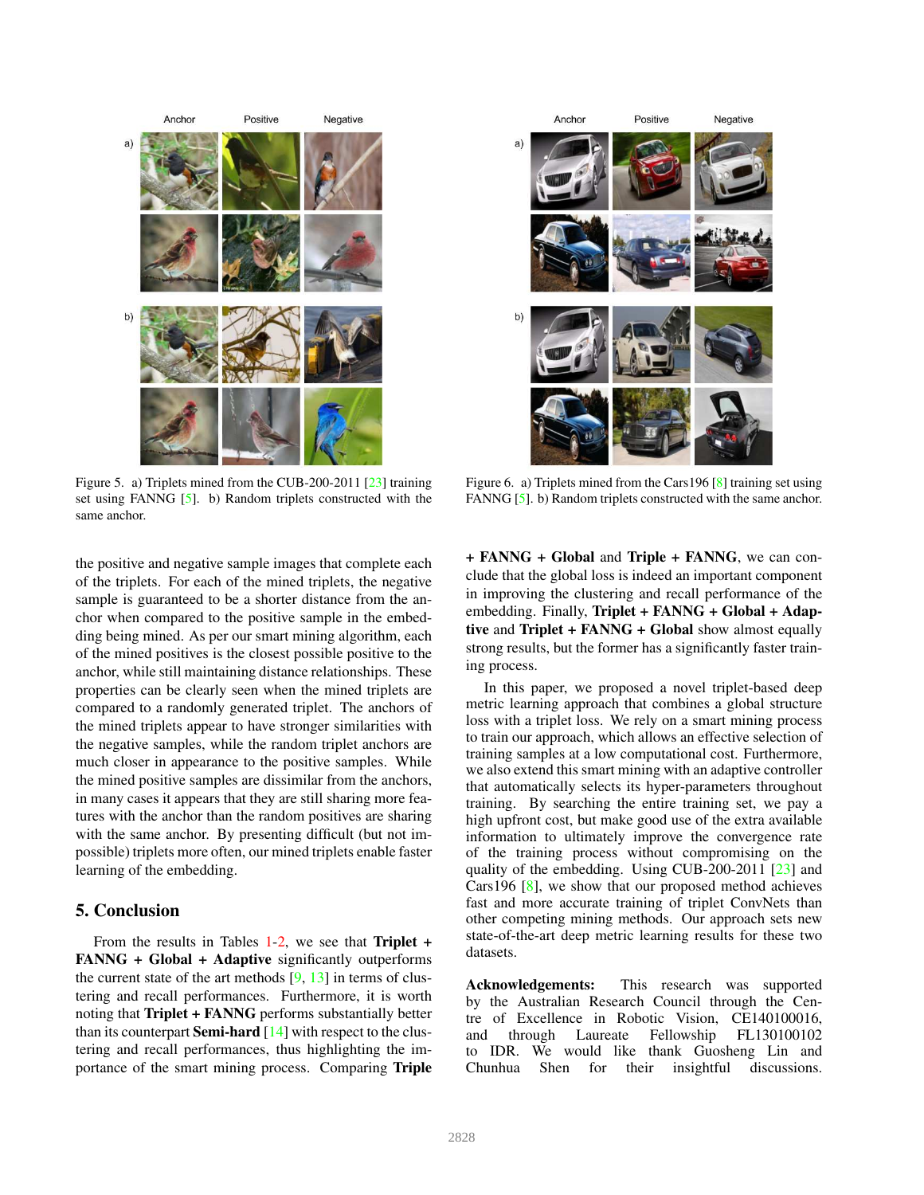Anchor Positive Negative

a)

b)

Figure 5. a) Triplets mined from the CUB-200-2011 [23] training set using FANNG [5]. b) Random triplets constructed with the same anchor.

Anchor Positive Negative

a)

b)

Figure 6. a) Triplets mined from the Cars196 [8] training set using FANNG [5]. b) Random triplets constructed with the same anchor.

the positive and negative sample images that complete each of the triplets. For each of the mined triplets, the negative sample is guaranteed to be a shorter distance from the anchor when compared to the positive sample in the embedding being mined. As per our smart mining algorithm, each of the mined positives is the closest possible positive to the anchor, while still maintaining distance relationships. These properties can be clearly seen when the mined triplets are compared to a randomly generated triplet. The anchors of the mined triplets appear to have stronger similarities with the negative samples, while the random triplet anchors are much closer in appearance to the positive samples. While the mined positive samples are dissimilar from the anchors, in many cases it appears that they are still sharing more features with the anchor than the random positives are sharing with the same anchor. By presenting difficult (but not impossible) triplets more often, our mined triplets enable faster learning of the embedding.

## 5. Conclusion

From the results in Tables 1-2, we see that **Triplet + FANNG + Global + Adaptive** significantly outperforms the current state of the art methods [9, 13] in terms of clustering and recall performances. Furthermore, it is worth noting that **Triplet + FANNG** performs substantially better than its counterpart **Semi-hard** [14] with respect to the clustering and recall performances, thus highlighting the importance of the smart mining process. Comparing **Triple + FANNG + Global** and **Triple + FANNG**, we can conclude that the global loss is indeed an important component in improving the clustering and recall performance of the embedding. Finally, **Triplet + FANNG + Global + Adaptive** and **Triplet + FANNG + Global** show almost equally strong results, but the former has a significantly faster training process.

In this paper, we proposed a novel triplet-based deep metric learning approach that combines a global structure loss with a triplet loss. We rely on a smart mining process to train our approach, which allows an effective selection of training samples at a low computational cost. Furthermore, we also extend this smart mining with an adaptive controller that automatically selects its hyper-parameters throughout training. By searching the entire training set, we pay a high upfront cost, but make good use of the extra available information to ultimately improve the convergence rate of the training process without compromising on the quality of the embedding. Using CUB-200-2011 [23] and Cars196 [8], we show that our proposed method achieves fast and more accurate training of triplet ConvNets than other competing mining methods. Our approach sets new state-of-the-art deep metric learning results for these two datasets.

**Acknowledgements:** This research was supported by the Australian Research Council through the Centre of Excellence in Robotic Vision, CE140100016, and through Laureate Fellowship FL130100102 to IDR. We would like thank Guosheng Lin and Chunhua Shen for their insightful discussions.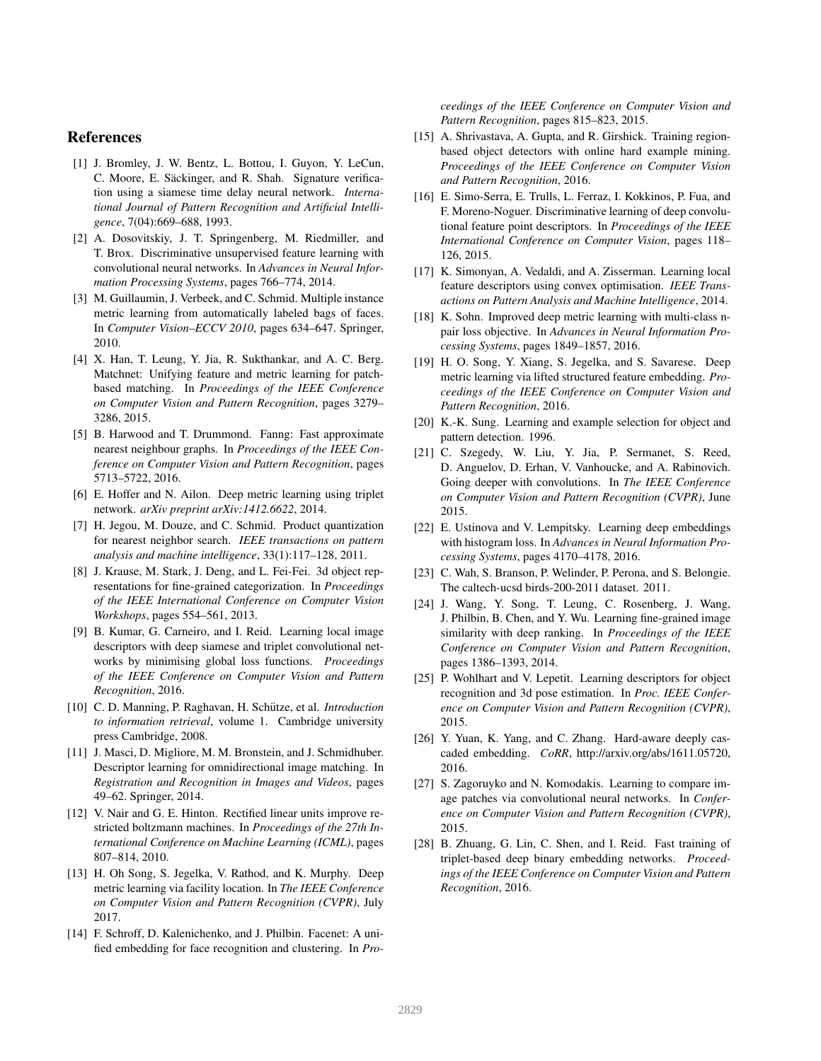## References

[1] J. Bromley, J. W. Bentz, L. Bottou, I. Guyon, Y. LeCun, C. Moore, E. Säckinger, and R. Shah. Signature verification using a siamese time delay neural network. *International Journal of Pattern Recognition and Artificial Intelligence*, 7(04):669–688, 1993.

[2] A. Dosovitskiy, J. T. Springenberg, M. Riedmiller, and T. Brox. Discriminative unsupervised feature learning with convolutional neural networks. In *Advances in Neural Information Processing Systems*, pages 766–774, 2014.

[3] M. Guillaumin, J. Verbeek, and C. Schmid. Multiple instance metric learning from automatically labeled bags of faces. In *Computer Vision–ECCV 2010*, pages 634–647. Springer, 2010.

[4] X. Han, T. Leung, Y. Jia, R. Sukthankar, and A. C. Berg. Matchnet: Unifying feature and metric learning for patch-based matching. In *Proceedings of the IEEE Conference on Computer Vision and Pattern Recognition*, pages 3279–3286, 2015.

[5] B. Harwood and T. Drummond. Fanng: Fast approximate nearest neighbour graphs. In *Proceedings of the IEEE Conference on Computer Vision and Pattern Recognition*, pages 5713–5722, 2016.

[6] E. Hoffer and N. Ailon. Deep metric learning using triplet network. *arXiv preprint arXiv:1412.6622*, 2014.

[7] H. Jegou, M. Douze, and C. Schmid. Product quantization for nearest neighbor search. *IEEE transactions on pattern analysis and machine intelligence*, 33(1):117–128, 2011.

[8] J. Krause, M. Stark, J. Deng, and L. Fei-Fei. 3d object representations for fine-grained categorization. In *Proceedings of the IEEE International Conference on Computer Vision Workshops*, pages 554–561, 2013.

[9] B. Kumar, G. Carneiro, and I. Reid. Learning local image descriptors with deep siamese and triplet convolutional networks by minimising global loss functions. *Proceedings of the IEEE Conference on Computer Vision and Pattern Recognition*, 2016.

[10] C. D. Manning, P. Raghavan, H. Schütze, et al. *Introduction to information retrieval*, volume 1. Cambridge university press Cambridge, 2008.

[11] J. Masci, D. Migliore, M. M. Bronstein, and J. Schmidhuber. Descriptor learning for omnidirectional image matching. In *Registration and Recognition in Images and Videos*, pages 49–62. Springer, 2014.

[12] V. Nair and G. E. Hinton. Rectified linear units improve restricted boltzmann machines. In *Proceedings of the 27th International Conference on Machine Learning (ICML)*, pages 807–814, 2010.

[13] H. Oh Song, S. Jegelka, V. Rathod, and K. Murphy. Deep metric learning via facility location. In *The IEEE Conference on Computer Vision and Pattern Recognition (CVPR)*, July 2017.

[14] F. Schroff, D. Kalenichenko, and J. Philbin. Facenet: A unified embedding for face recognition and clustering. In *Proceedings of the IEEE Conference on Computer Vision and Pattern Recognition*, pages 815–823, 2015.

[15] A. Shrivastava, A. Gupta, and R. Girshick. Training region-based object detectors with online hard example mining. *Proceedings of the IEEE Conference on Computer Vision and Pattern Recognition*, 2016.

[16] E. Simo-Serra, E. Trulls, L. Ferraz, I. Kokkinos, P. Fua, and F. Moreno-Noguer. Discriminative learning of deep convolutional feature point descriptors. In *Proceedings of the IEEE International Conference on Computer Vision*, pages 118–126, 2015.

[17] K. Simonyan, A. Vedaldi, and A. Zisserman. Learning local feature descriptors using convex optimisation. *IEEE Transactions on Pattern Analysis and Machine Intelligence*, 2014.

[18] K. Sohn. Improved deep metric learning with multi-class n-pair loss objective. In *Advances in Neural Information Processing Systems*, pages 1849–1857, 2016.

[19] H. O. Song, Y. Xiang, S. Jegelka, and S. Savarese. Deep metric learning via lifted structured feature embedding. *Proceedings of the IEEE Conference on Computer Vision and Pattern Recognition*, 2016.

[20] K.-K. Sung. Learning and example selection for object and pattern detection. 1996.

[21] C. Szegedy, W. Liu, Y. Jia, P. Sermanet, S. Reed, D. Anguelov, D. Erhan, V. Vanhoucke, and A. Rabinovich. Going deeper with convolutions. In *The IEEE Conference on Computer Vision and Pattern Recognition (CVPR)*, June 2015.

[22] E. Ustinova and V. Lempitsky. Learning deep embeddings with histogram loss. In *Advances in Neural Information Processing Systems*, pages 4170–4178, 2016.

[23] C. Wah, S. Branson, P. Welinder, P. Perona, and S. Belongie. The caltech-ucsd birds-200-2011 dataset. 2011.

[24] J. Wang, Y. Song, T. Leung, C. Rosenberg, J. Wang, J. Philbin, B. Chen, and Y. Wu. Learning fine-grained image similarity with deep ranking. In *Proceedings of the IEEE Conference on Computer Vision and Pattern Recognition*, pages 1386–1393, 2014.

[25] P. Wohlhart and V. Lepetit. Learning descriptors for object recognition and 3d pose estimation. In *Proc. IEEE Conference on Computer Vision and Pattern Recognition (CVPR)*, 2015.

[26] Y. Yuan, K. Yang, and C. Zhang. Hard-aware deeply cascaded embedding. *CoRR*, http://arxiv.org/abs/1611.05720, 2016.

[27] S. Zagoruyko and N. Komodakis. Learning to compare image patches via convolutional neural networks. In *Conference on Computer Vision and Pattern Recognition (CVPR)*, 2015.

[28] B. Zhuang, G. Lin, C. Shen, and I. Reid. Fast training of triplet-based deep binary embedding networks. *Proceedings of the IEEE Conference on Computer Vision and Pattern Recognition*, 2016.